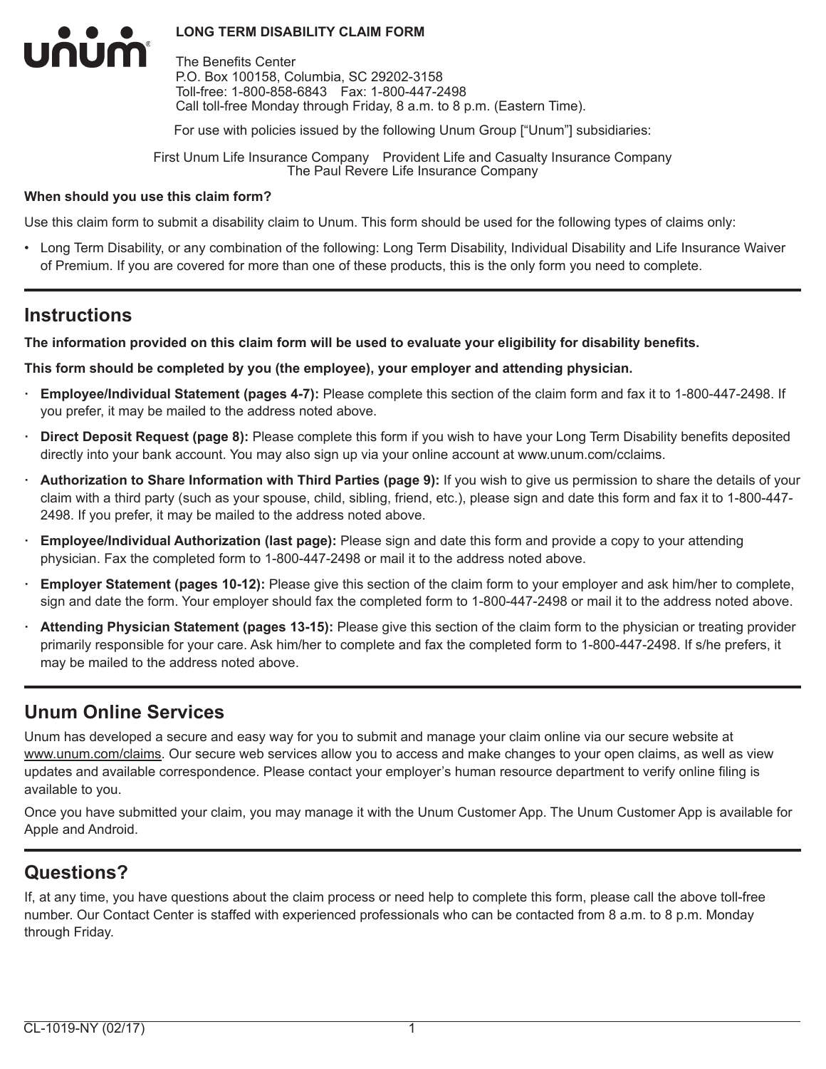**LONG TERM DISABILITY CLAIM FORM**

The Benefits Center
P.O. Box 100158, Columbia, SC 29202-3158
Toll-free: 1-800-858-6843 Fax: 1-800-447-2498
Call toll-free Monday through Friday, 8 a.m. to 8 p.m. (Eastern Time).

For use with policies issued by the following Unum Group ["Unum"] subsidiaries:

First Unum Life Insurance Company Provident Life and Casualty Insurance Company
The Paul Revere Life Insurance Company

**When should you use this claim form?**

Use this claim form to submit a disability claim to Unum. This form should be used for the following types of claims only:

- Long Term Disability, or any combination of the following: Long Term Disability, Individual Disability and Life Insurance Waiver of Premium. If you are covered for more than one of these products, this is the only form you need to complete.

## Instructions

**The information provided on this claim form will be used to evaluate your eligibility for disability benefits.**

**This form should be completed by you (the employee), your employer and attending physician.**

- **Employee/Individual Statement (pages 4-7):** Please complete this section of the claim form and fax it to 1-800-447-2498. If you prefer, it may be mailed to the address noted above.
- **Direct Deposit Request (page 8):** Please complete this form if you wish to have your Long Term Disability benefits deposited directly into your bank account. You may also sign up via your online account at www.unum.com/cclaims.
- **Authorization to Share Information with Third Parties (page 9):** If you wish to give us permission to share the details of your claim with a third party (such as your spouse, child, sibling, friend, etc.), please sign and date this form and fax it to 1-800-447-2498. If you prefer, it may be mailed to the address noted above.
- **Employee/Individual Authorization (last page):** Please sign and date this form and provide a copy to your attending physician. Fax the completed form to 1-800-447-2498 or mail it to the address noted above.
- **Employer Statement (pages 10-12):** Please give this section of the claim form to your employer and ask him/her to complete, sign and date the form. Your employer should fax the completed form to 1-800-447-2498 or mail it to the address noted above.
- **Attending Physician Statement (pages 13-15):** Please give this section of the claim form to the physician or treating provider primarily responsible for your care. Ask him/her to complete and fax the completed form to 1-800-447-2498. If s/he prefers, it may be mailed to the address noted above.

## Unum Online Services

Unum has developed a secure and easy way for you to submit and manage your claim online via our secure website at www.unum.com/claims. Our secure web services allow you to access and make changes to your open claims, as well as view updates and available correspondence. Please contact your employer's human resource department to verify online filing is available to you.

Once you have submitted your claim, you may manage it with the Unum Customer App. The Unum Customer App is available for Apple and Android.

## Questions?

If, at any time, you have questions about the claim process or need help to complete this form, please call the above toll-free number. Our Contact Center is staffed with experienced professionals who can be contacted from 8 a.m. to 8 p.m. Monday through Friday.

CL-1019-NY (02/17)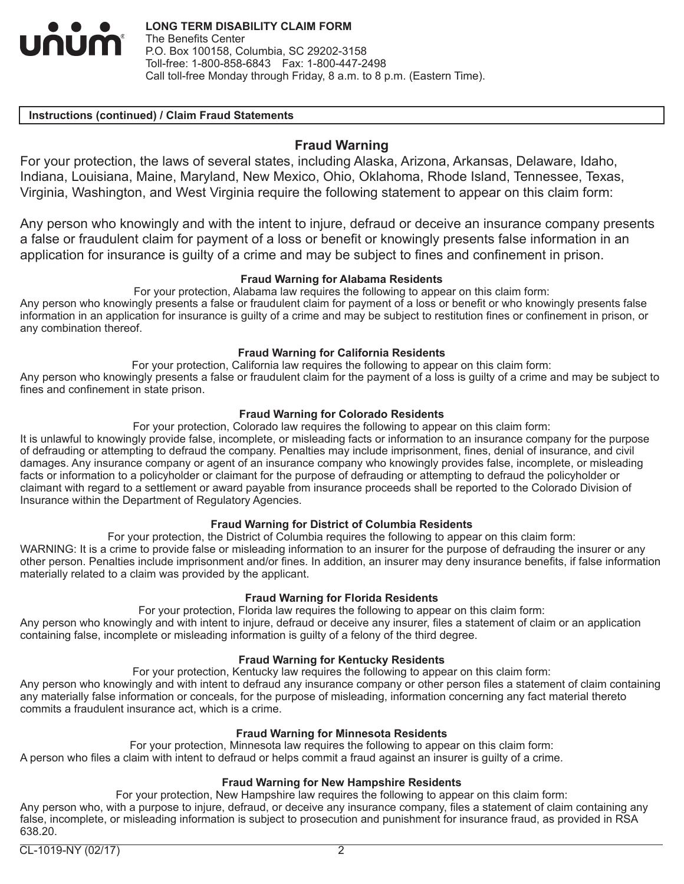**LONG TERM DISABILITY CLAIM FORM**
The Benefits Center
P.O. Box 100158, Columbia, SC 29202-3158
Toll-free: 1-800-858-6843 Fax: 1-800-447-2498
Call toll-free Monday through Friday, 8 a.m. to 8 p.m. (Eastern Time).

**Instructions (continued) / Claim Fraud Statements**

## Fraud Warning

For your protection, the laws of several states, including Alaska, Arizona, Arkansas, Delaware, Idaho, Indiana, Louisiana, Maine, Maryland, New Mexico, Ohio, Oklahoma, Rhode Island, Tennessee, Texas, Virginia, Washington, and West Virginia require the following statement to appear on this claim form:

Any person who knowingly and with the intent to injure, defraud or deceive an insurance company presents a false or fraudulent claim for payment of a loss or benefit or knowingly presents false information in an application for insurance is guilty of a crime and may be subject to fines and confinement in prison.

### Fraud Warning for Alabama Residents

For your protection, Alabama law requires the following to appear on this claim form:
Any person who knowingly presents a false or fraudulent claim for payment of a loss or benefit or who knowingly presents false information in an application for insurance is guilty of a crime and may be subject to restitution fines or confinement in prison, or any combination thereof.

### Fraud Warning for California Residents

For your protection, California law requires the following to appear on this claim form:
Any person who knowingly presents a false or fraudulent claim for the payment of a loss is guilty of a crime and may be subject to fines and confinement in state prison.

### Fraud Warning for Colorado Residents

For your protection, Colorado law requires the following to appear on this claim form:
It is unlawful to knowingly provide false, incomplete, or misleading facts or information to an insurance company for the purpose of defrauding or attempting to defraud the company. Penalties may include imprisonment, fines, denial of insurance, and civil damages. Any insurance company or agent of an insurance company who knowingly provides false, incomplete, or misleading facts or information to a policyholder or claimant for the purpose of defrauding or attempting to defraud the policyholder or claimant with regard to a settlement or award payable from insurance proceeds shall be reported to the Colorado Division of Insurance within the Department of Regulatory Agencies.

### Fraud Warning for District of Columbia Residents

For your protection, the District of Columbia requires the following to appear on this claim form:
WARNING: It is a crime to provide false or misleading information to an insurer for the purpose of defrauding the insurer or any other person. Penalties include imprisonment and/or fines. In addition, an insurer may deny insurance benefits, if false information materially related to a claim was provided by the applicant.

### Fraud Warning for Florida Residents

For your protection, Florida law requires the following to appear on this claim form:
Any person who knowingly and with intent to injure, defraud or deceive any insurer, files a statement of claim or an application containing false, incomplete or misleading information is guilty of a felony of the third degree.

### Fraud Warning for Kentucky Residents

For your protection, Kentucky law requires the following to appear on this claim form:
Any person who knowingly and with intent to defraud any insurance company or other person files a statement of claim containing any materially false information or conceals, for the purpose of misleading, information concerning any fact material thereto commits a fraudulent insurance act, which is a crime.

### Fraud Warning for Minnesota Residents

For your protection, Minnesota law requires the following to appear on this claim form:
A person who files a claim with intent to defraud or helps commit a fraud against an insurer is guilty of a crime.

### Fraud Warning for New Hampshire Residents

For your protection, New Hampshire law requires the following to appear on this claim form:
Any person who, with a purpose to injure, defraud, or deceive any insurance company, files a statement of claim containing any false, incomplete, or misleading information is subject to prosecution and punishment for insurance fraud, as provided in RSA 638.20.

CL-1019-NY (02/17)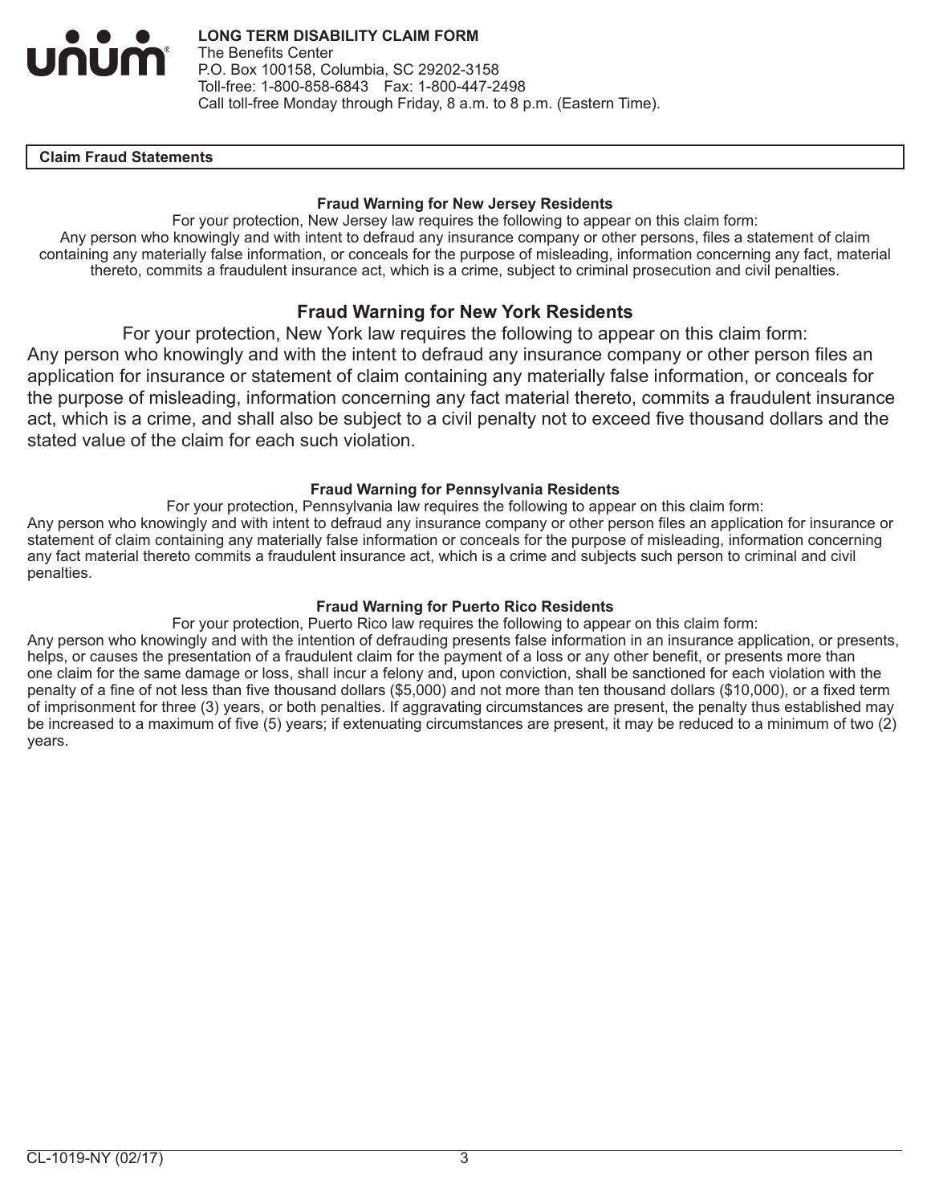**LONG TERM DISABILITY CLAIM FORM**
The Benefits Center
P.O. Box 100158, Columbia, SC 29202-3158
Toll-free: 1-800-858-6843 Fax: 1-800-447-2498
Call toll-free Monday through Friday, 8 a.m. to 8 p.m. (Eastern Time).

## Claim Fraud Statements

### Fraud Warning for New Jersey Residents

For your protection, New Jersey law requires the following to appear on this claim form:
Any person who knowingly and with intent to defraud any insurance company or other persons, files a statement of claim containing any materially false information, or conceals for the purpose of misleading, information concerning any fact, material thereto, commits a fraudulent insurance act, which is a crime, subject to criminal prosecution and civil penalties.

### Fraud Warning for New York Residents

For your protection, New York law requires the following to appear on this claim form:
Any person who knowingly and with the intent to defraud any insurance company or other person files an application for insurance or statement of claim containing any materially false information, or conceals for the purpose of misleading, information concerning any fact material thereto, commits a fraudulent insurance act, which is a crime, and shall also be subject to a civil penalty not to exceed five thousand dollars and the stated value of the claim for each such violation.

### Fraud Warning for Pennsylvania Residents

For your protection, Pennsylvania law requires the following to appear on this claim form:
Any person who knowingly and with intent to defraud any insurance company or other person files an application for insurance or statement of claim containing any materially false information or conceals for the purpose of misleading, information concerning any fact material thereto commits a fraudulent insurance act, which is a crime and subjects such person to criminal and civil penalties.

### Fraud Warning for Puerto Rico Residents

For your protection, Puerto Rico law requires the following to appear on this claim form:
Any person who knowingly and with the intention of defrauding presents false information in an insurance application, or presents, helps, or causes the presentation of a fraudulent claim for the payment of a loss or any other benefit, or presents more than one claim for the same damage or loss, shall incur a felony and, upon conviction, shall be sanctioned for each violation with the penalty of a fine of not less than five thousand dollars ($5,000) and not more than ten thousand dollars ($10,000), or a fixed term of imprisonment for three (3) years, or both penalties. If aggravating circumstances are present, the penalty thus established may be increased to a maximum of five (5) years; if extenuating circumstances are present, it may be reduced to a minimum of two (2) years.

CL-1019-NY (02/17)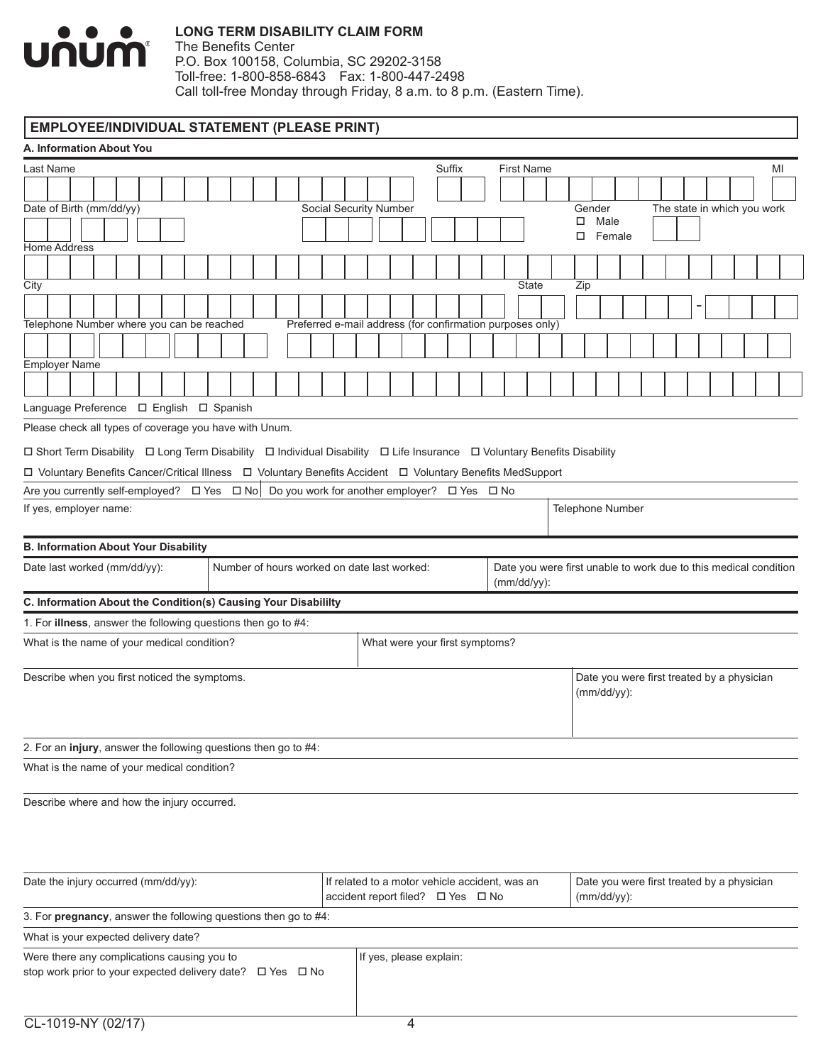# LONG TERM DISABILITY CLAIM FORM

The Benefits Center
P.O. Box 100158, Columbia, SC 29202-3158
Toll-free: 1-800-858-6843 Fax: 1-800-447-2498
Call toll-free Monday through Friday, 8 a.m. to 8 p.m. (Eastern Time).

## EMPLOYEE/INDIVIDUAL STATEMENT (PLEASE PRINT)

### A. Information About You

Last Name | Suffix | First Name | MI

Date of Birth (mm/dd/yy) | Social Security Number | Gender ☐ Male ☐ Female | The state in which you work

Home Address

City | State | Zip

Telephone Number where you can be reached | Preferred e-mail address (for confirmation purposes only)

Employer Name

Language Preference ☐ English ☐ Spanish

Please check all types of coverage you have with Unum.

☐ Short Term Disability ☐ Long Term Disability ☐ Individual Disability ☐ Life Insurance ☐ Voluntary Benefits Disability

☐ Voluntary Benefits Cancer/Critical Illness ☐ Voluntary Benefits Accident ☐ Voluntary Benefits MedSupport

Are you currently self-employed? ☐ Yes ☐ No | Do you work for another employer? ☐ Yes ☐ No

If yes, employer name: | Telephone Number

### B. Information About Your Disability

| Date last worked (mm/dd/yy): | Number of hours worked on date last worked: | Date you were first unable to work due to this medical condition (mm/dd/yy): |
|---|---|---|
| | | |

### C. Information About the Condition(s) Causing Your Disabililty

1. For **illness**, answer the following questions then go to #4:

| What is the name of your medical condition? | What were your first symptoms? |
|---|---|
| | |

| Describe when you first noticed the symptoms. | Date you were first treated by a physician (mm/dd/yy): |
|---|---|
| | |

2. For an **injury**, answer the following questions then go to #4:

What is the name of your medical condition?

Describe where and how the injury occurred.

| Date the injury occurred (mm/dd/yy): | If related to a motor vehicle accident, was an accident report filed? ☐ Yes ☐ No | Date you were first treated by a physician (mm/dd/yy): |
|---|---|---|
| | | |

3. For **pregnancy**, answer the following questions then go to #4:

What is your expected delivery date?

| Were there any complications causing you to stop work prior to your expected delivery date? ☐ Yes ☐ No | If yes, please explain: |
|---|---|
| | |

CL-1019-NY (02/17)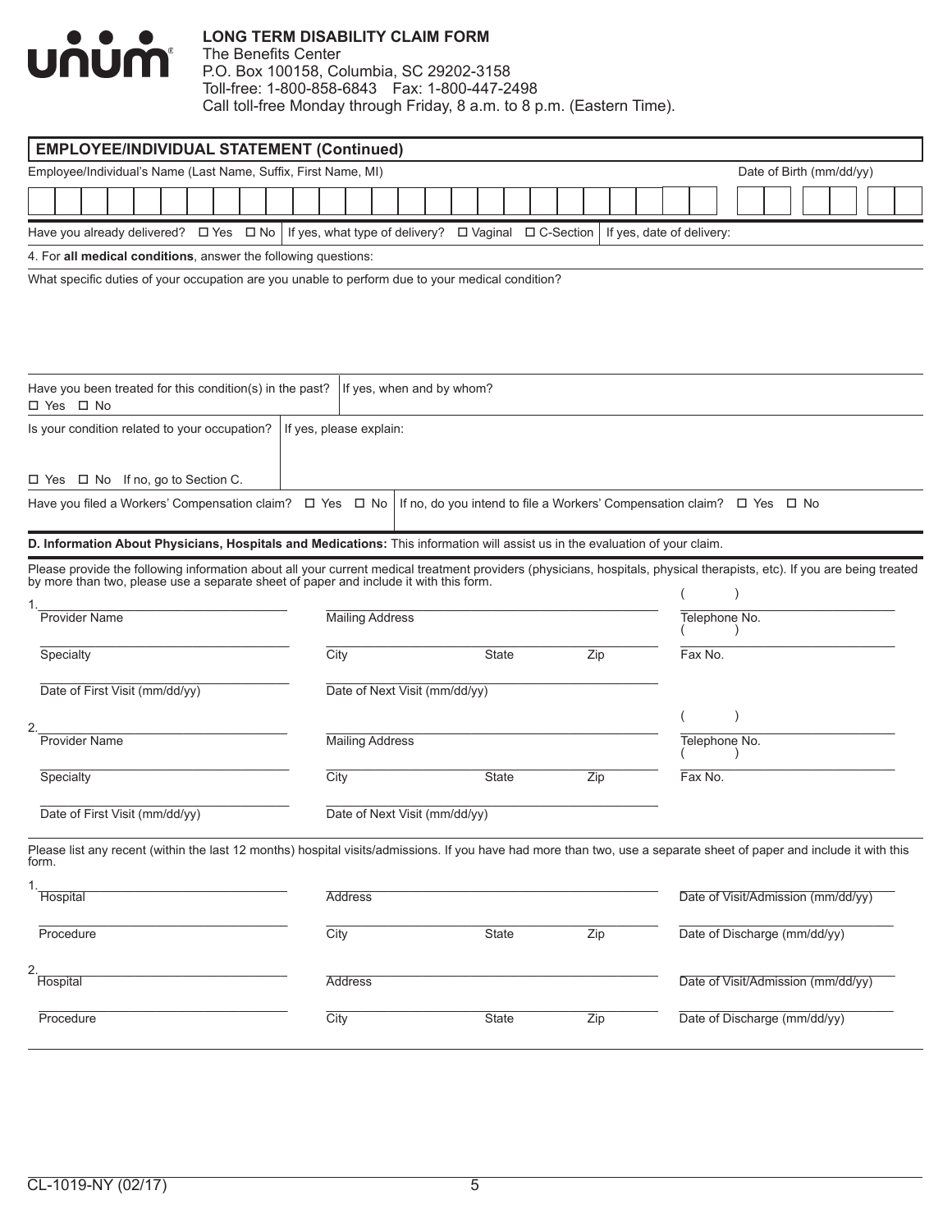**LONG TERM DISABILITY CLAIM FORM**
The Benefits Center
P.O. Box 100158, Columbia, SC 29202-3158
Toll-free: 1-800-858-6843 Fax: 1-800-447-2498
Call toll-free Monday through Friday, 8 a.m. to 8 p.m. (Eastern Time).

## EMPLOYEE/INDIVIDUAL STATEMENT (Continued)

Employee/Individual's Name (Last Name, Suffix, First Name, MI) | Date of Birth (mm/dd/yy)

Have you already delivered? ☐ Yes ☐ No | If yes, what type of delivery? ☐ Vaginal ☐ C-Section | If yes, date of delivery:

4. For **all medical conditions**, answer the following questions:

What specific duties of your occupation are you unable to perform due to your medical condition?

Have you been treated for this condition(s) in the past? ☐ Yes ☐ No | If yes, when and by whom?

Is your condition related to your occupation? ☐ Yes ☐ No If no, go to Section C. | If yes, please explain:

Have you filed a Workers' Compensation claim? ☐ Yes ☐ No | If no, do you intend to file a Workers' Compensation claim? ☐ Yes ☐ No

**D. Information About Physicians, Hospitals and Medications:** This information will assist us in the evaluation of your claim.

Please provide the following information about all your current medical treatment providers (physicians, hospitals, physical therapists, etc). If you are being treated by more than two, please use a separate sheet of paper and include it with this form.

1.
Provider Name | Mailing Address | Telephone No. ( )
Specialty | City | State | Zip | Fax No. ( )
Date of First Visit (mm/dd/yy) | Date of Next Visit (mm/dd/yy)

2.
Provider Name | Mailing Address | Telephone No. ( )
Specialty | City | State | Zip | Fax No. ( )
Date of First Visit (mm/dd/yy) | Date of Next Visit (mm/dd/yy)

Please list any recent (within the last 12 months) hospital visits/admissions. If you have had more than two, use a separate sheet of paper and include it with this form.

1.
Hospital | Address | Date of Visit/Admission (mm/dd/yy)
Procedure | City | State | Zip | Date of Discharge (mm/dd/yy)

2.
Hospital | Address | Date of Visit/Admission (mm/dd/yy)
Procedure | City | State | Zip | Date of Discharge (mm/dd/yy)

CL-1019-NY (02/17)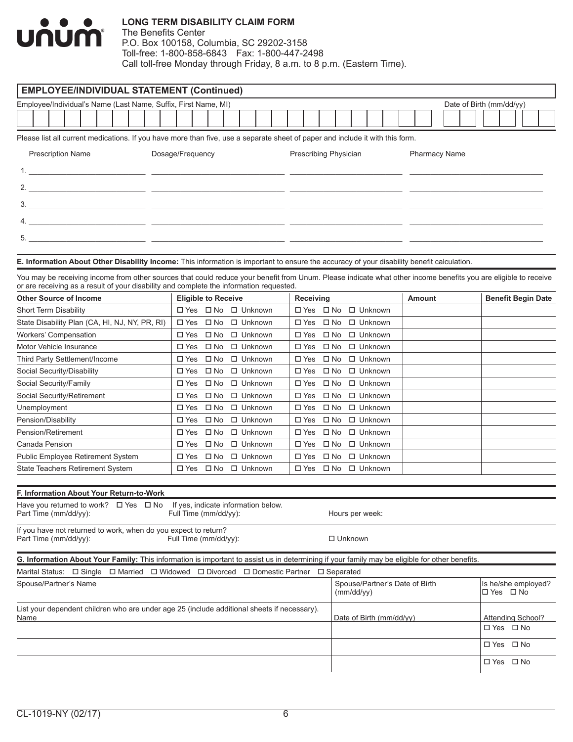**LONG TERM DISABILITY CLAIM FORM**
The Benefits Center
P.O. Box 100158, Columbia, SC 29202-3158
Toll-free: 1-800-858-6843 Fax: 1-800-447-2498
Call toll-free Monday through Friday, 8 a.m. to 8 p.m. (Eastern Time).

## EMPLOYEE/INDIVIDUAL STATEMENT (Continued)

Employee/Individual's Name (Last Name, Suffix, First Name, MI) | Date of Birth (mm/dd/yy)

Please list all current medications. If you have more than five, use a separate sheet of paper and include it with this form.

| | Prescription Name | Dosage/Frequency | Prescribing Physician | Pharmacy Name |
|---|---|---|---|---|
| 1. | | | | |
| 2. | | | | |
| 3. | | | | |
| 4. | | | | |
| 5. | | | | |

**E. Information About Other Disability Income:** This information is important to ensure the accuracy of your disability benefit calculation.

You may be receiving income from other sources that could reduce your benefit from Unum. Please indicate what other income benefits you are eligible to receive or are receiving as a result of your disability and complete the information requested.

| Other Source of Income | Eligible to Receive | Receiving | Amount | Benefit Begin Date |
|---|---|---|---|---|
| Short Term Disability | ☐ Yes ☐ No ☐ Unknown | ☐ Yes ☐ No ☐ Unknown | | |
| State Disability Plan (CA, HI, NJ, NY, PR, RI) | ☐ Yes ☐ No ☐ Unknown | ☐ Yes ☐ No ☐ Unknown | | |
| Workers' Compensation | ☐ Yes ☐ No ☐ Unknown | ☐ Yes ☐ No ☐ Unknown | | |
| Motor Vehicle Insurance | ☐ Yes ☐ No ☐ Unknown | ☐ Yes ☐ No ☐ Unknown | | |
| Third Party Settlement/Income | ☐ Yes ☐ No ☐ Unknown | ☐ Yes ☐ No ☐ Unknown | | |
| Social Security/Disability | ☐ Yes ☐ No ☐ Unknown | ☐ Yes ☐ No ☐ Unknown | | |
| Social Security/Family | ☐ Yes ☐ No ☐ Unknown | ☐ Yes ☐ No ☐ Unknown | | |
| Social Security/Retirement | ☐ Yes ☐ No ☐ Unknown | ☐ Yes ☐ No ☐ Unknown | | |
| Unemployment | ☐ Yes ☐ No ☐ Unknown | ☐ Yes ☐ No ☐ Unknown | | |
| Pension/Disability | ☐ Yes ☐ No ☐ Unknown | ☐ Yes ☐ No ☐ Unknown | | |
| Pension/Retirement | ☐ Yes ☐ No ☐ Unknown | ☐ Yes ☐ No ☐ Unknown | | |
| Canada Pension | ☐ Yes ☐ No ☐ Unknown | ☐ Yes ☐ No ☐ Unknown | | |
| Public Employee Retirement System | ☐ Yes ☐ No ☐ Unknown | ☐ Yes ☐ No ☐ Unknown | | |
| State Teachers Retirement System | ☐ Yes ☐ No ☐ Unknown | ☐ Yes ☐ No ☐ Unknown | | |

**F. Information About Your Return-to-Work**

Have you returned to work? ☐ Yes ☐ No If yes, indicate information below.
Part Time (mm/dd/yy): Full Time (mm/dd/yy): Hours per week:

If you have not returned to work, when do you expect to return?
Part Time (mm/dd/yy): Full Time (mm/dd/yy): ☐ Unknown

**G. Information About Your Family:** This information is important to assist us in determining if your family may be eligible for other benefits.

Marital Status: ☐ Single ☐ Married ☐ Widowed ☐ Divorced ☐ Domestic Partner ☐ Separated

| Spouse/Partner's Name | Spouse/Partner's Date of Birth (mm/dd/yy) | Is he/she employed? ☐ Yes ☐ No |
|---|---|---|
| | | |

List your dependent children who are under age 25 (include additional sheets if necessary).

| Name | Date of Birth (mm/dd/yy) | Attending School? |
|---|---|---|
| | | ☐ Yes ☐ No |
| | | ☐ Yes ☐ No |
| | | ☐ Yes ☐ No |

CL-1019-NY (02/17)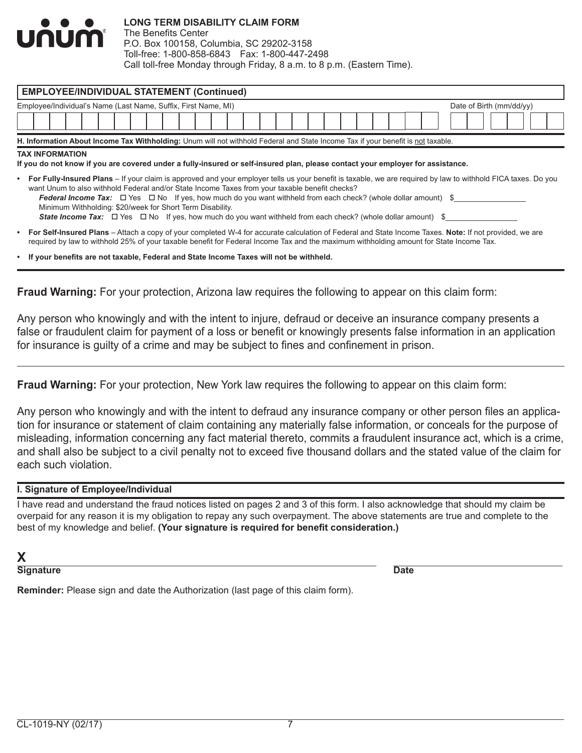**LONG TERM DISABILITY CLAIM FORM**
The Benefits Center
P.O. Box 100158, Columbia, SC 29202-3158
Toll-free: 1-800-858-6843 Fax: 1-800-447-2498
Call toll-free Monday through Friday, 8 a.m. to 8 p.m. (Eastern Time).

## EMPLOYEE/INDIVIDUAL STATEMENT (Continued)

Employee/Individual's Name (Last Name, Suffix, First Name, MI) \_\_\_\_\_\_\_\_\_\_\_\_\_\_\_\_\_\_\_\_ Date of Birth (mm/dd/yy) \_\_\_\_\_\_\_\_

**H. Information About Income Tax Withholding:** Unum will not withhold Federal and State Income Tax if your benefit is not taxable.

**TAX INFORMATION**

**If you do not know if you are covered under a fully-insured or self-insured plan, please contact your employer for assistance.**

- **For Fully-Insured Plans** – If your claim is approved and your employer tells us your benefit is taxable, we are required by law to withhold FICA taxes. Do you want Unum to also withhold Federal and/or State Income Taxes from your taxable benefit checks?
  ***Federal Income Tax:*** ☐ Yes ☐ No If yes, how much do you want withheld from each check? (whole dollar amount) $\_\_\_\_\_\_\_\_\_\_
  Minimum Withholding: $20/week for Short Term Disability.
  ***State Income Tax:*** ☐ Yes ☐ No If yes, how much do you want withheld from each check? (whole dollar amount) $\_\_\_\_\_\_\_\_\_\_
- **For Self-Insured Plans** – Attach a copy of your completed W-4 for accurate calculation of Federal and State Income Taxes. **Note:** If not provided, we are required by law to withhold 25% of your taxable benefit for Federal Income Tax and the maximum withholding amount for State Income Tax.
- **If your benefits are not taxable, Federal and State Income Taxes will not be withheld.**

---

**Fraud Warning:** For your protection, Arizona law requires the following to appear on this claim form:

Any person who knowingly and with the intent to injure, defraud or deceive an insurance company presents a false or fraudulent claim for payment of a loss or benefit or knowingly presents false information in an application for insurance is guilty of a crime and may be subject to fines and confinement in prison.

---

**Fraud Warning:** For your protection, New York law requires the following to appear on this claim form:

Any person who knowingly and with the intent to defraud any insurance company or other person files an application for insurance or statement of claim containing any materially false information, or conceals for the purpose of misleading, information concerning any fact material thereto, commits a fraudulent insurance act, which is a crime, and shall also be subject to a civil penalty not to exceed five thousand dollars and the stated value of the claim for each such violation.

### I. Signature of Employee/Individual

I have read and understand the fraud notices listed on pages 2 and 3 of this form. I also acknowledge that should my claim be overpaid for any reason it is my obligation to repay any such overpayment. The above statements are true and complete to the best of my knowledge and belief. **(Your signature is required for benefit consideration.)**

**X** \_\_\_\_\_\_\_\_\_\_\_\_\_\_\_\_\_\_\_\_\_\_\_\_\_\_\_\_\_\_ \_\_\_\_\_\_\_\_\_\_\_\_\_\_\_
**Signature** **Date**

**Reminder:** Please sign and date the Authorization (last page of this claim form).

CL-1019-NY (02/17)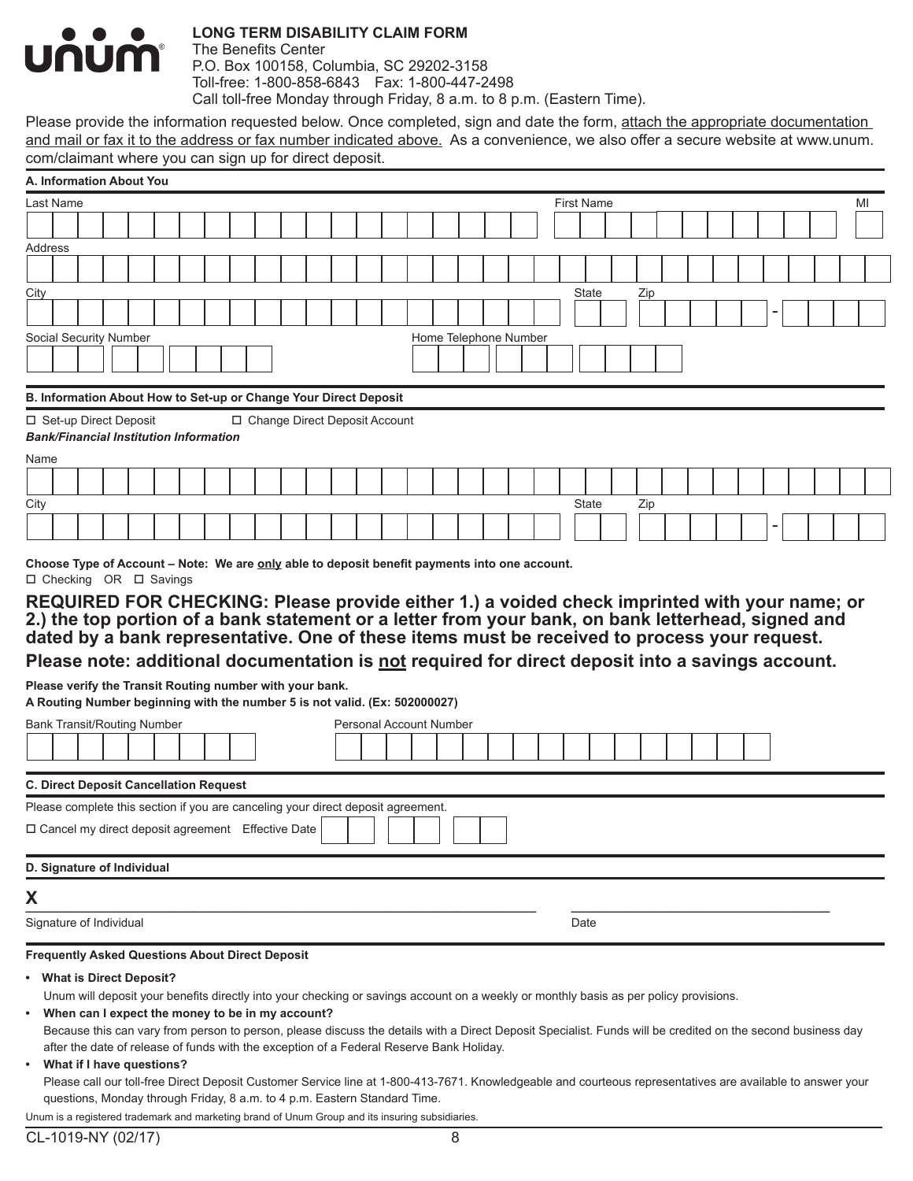unum®

**LONG TERM DISABILITY CLAIM FORM**
The Benefits Center
P.O. Box 100158, Columbia, SC 29202-3158
Toll-free: 1-800-858-6843 Fax: 1-800-447-2498
Call toll-free Monday through Friday, 8 a.m. to 8 p.m. (Eastern Time).

Please provide the information requested below. Once completed, sign and date the form, attach the appropriate documentation and mail or fax it to the address or fax number indicated above. As a convenience, we also offer a secure website at www.unum.com/claimant where you can sign up for direct deposit.

### A. Information About You

Last Name ______________________ First Name ______________________ MI ____

Address ______________________

City ______________________ State ____ Zip _______ - ____

Social Security Number ___ ___ ____ Home Telephone Number ______________

### B. Information About How to Set-up or Change Your Direct Deposit

☐ Set-up Direct Deposit ☐ Change Direct Deposit Account

***Bank/Financial Institution Information***

Name ______________________

City ______________________ State ____ Zip _______ - ____

**Choose Type of Account – Note: We are only able to deposit benefit payments into one account.**

☐ Checking OR ☐ Savings

**REQUIRED FOR CHECKING: Please provide either 1.) a voided check imprinted with your name; or 2.) the top portion of a bank statement or a letter from your bank, on bank letterhead, signed and dated by a bank representative. One of these items must be received to process your request.**

**Please note: additional documentation is not required for direct deposit into a savings account.**

**Please verify the Transit Routing number with your bank.**
**A Routing Number beginning with the number 5 is not valid. (Ex: 502000027)**

Bank Transit/Routing Number ______________ Personal Account Number ______________

### C. Direct Deposit Cancellation Request

Please complete this section if you are canceling your direct deposit agreement.

☐ Cancel my direct deposit agreement Effective Date ___ ___ ___

### D. Signature of Individual

**X** ______________________________ ______________

Signature of Individual Date

### Frequently Asked Questions About Direct Deposit

- **What is Direct Deposit?**
  Unum will deposit your benefits directly into your checking or savings account on a weekly or monthly basis as per policy provisions.
- **When can I expect the money to be in my account?**
  Because this can vary from person to person, please discuss the details with a Direct Deposit Specialist. Funds will be credited on the second business day after the date of release of funds with the exception of a Federal Reserve Bank Holiday.
- **What if I have questions?**
  Please call our toll-free Direct Deposit Customer Service line at 1-800-413-7671. Knowledgeable and courteous representatives are available to answer your questions, Monday through Friday, 8 a.m. to 4 p.m. Eastern Standard Time.

Unum is a registered trademark and marketing brand of Unum Group and its insuring subsidiaries.

CL-1019-NY (02/17)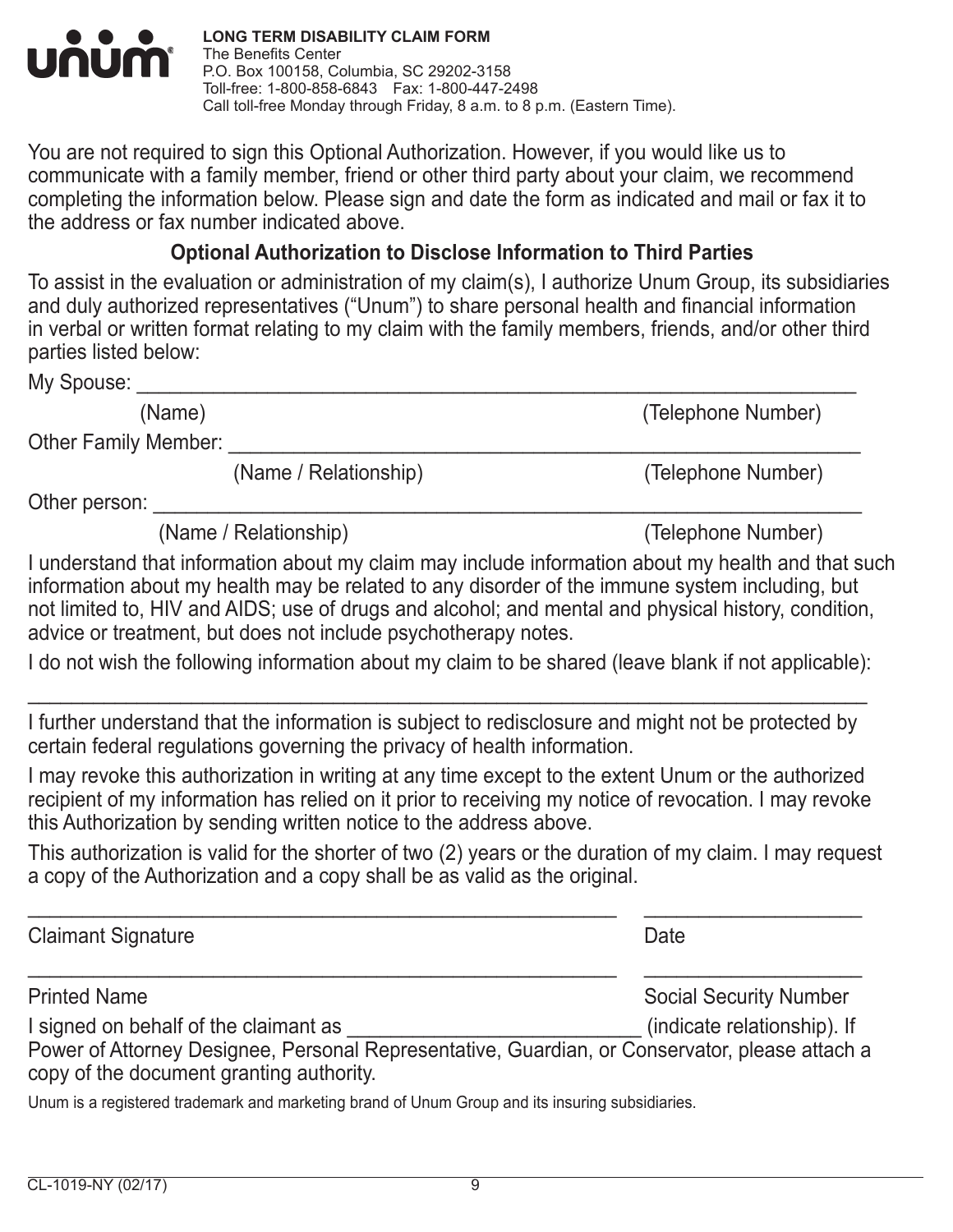**LONG TERM DISABILITY CLAIM FORM**
The Benefits Center
P.O. Box 100158, Columbia, SC 29202-3158
Toll-free: 1-800-858-6843 Fax: 1-800-447-2498
Call toll-free Monday through Friday, 8 a.m. to 8 p.m. (Eastern Time).

You are not required to sign this Optional Authorization. However, if you would like us to communicate with a family member, friend or other third party about your claim, we recommend completing the information below. Please sign and date the form as indicated and mail or fax it to the address or fax number indicated above.

## Optional Authorization to Disclose Information to Third Parties

To assist in the evaluation or administration of my claim(s), I authorize Unum Group, its subsidiaries and duly authorized representatives ("Unum") to share personal health and financial information in verbal or written format relating to my claim with the family members, friends, and/or other third parties listed below:

My Spouse: ____________________________________________________________________
(Name) (Telephone Number)

Other Family Member: ______________________________________________________________
(Name / Relationship) (Telephone Number)

Other person: ____________________________________________________________________
(Name / Relationship) (Telephone Number)

I understand that information about my claim may include information about my health and that such information about my health may be related to any disorder of the immune system including, but not limited to, HIV and AIDS; use of drugs and alcohol; and mental and physical history, condition, advice or treatment, but does not include psychotherapy notes.

I do not wish the following information about my claim to be shared (leave blank if not applicable):

______________________________________________________________________________

I further understand that the information is subject to redisclosure and might not be protected by certain federal regulations governing the privacy of health information.

I may revoke this authorization in writing at any time except to the extent Unum or the authorized recipient of my information has relied on it prior to receiving my notice of revocation. I may revoke this Authorization by sending written notice to the address above.

This authorization is valid for the shorter of two (2) years or the duration of my claim. I may request a copy of the Authorization and a copy shall be as valid as the original.

_______________________________________________________ ____________________
Claimant Signature Date

_______________________________________________________ ____________________
Printed Name Social Security Number

I signed on behalf of the claimant as ___________________________ (indicate relationship). If Power of Attorney Designee, Personal Representative, Guardian, or Conservator, please attach a copy of the document granting authority.

Unum is a registered trademark and marketing brand of Unum Group and its insuring subsidiaries.

CL-1019-NY (02/17)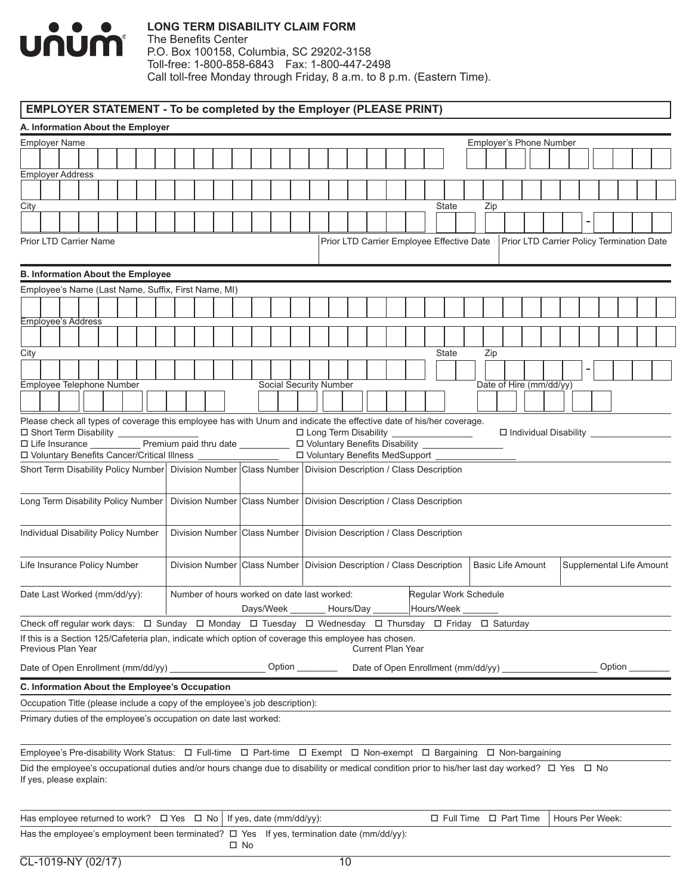**LONG TERM DISABILITY CLAIM FORM**
The Benefits Center
P.O. Box 100158, Columbia, SC 29202-3158
Toll-free: 1-800-858-6843 Fax: 1-800-447-2498
Call toll-free Monday through Friday, 8 a.m. to 8 p.m. (Eastern Time).

## EMPLOYER STATEMENT - To be completed by the Employer (PLEASE PRINT)

### A. Information About the Employer

Employer Name | Employer's Phone Number

Employer Address

City | State | Zip -

| Prior LTD Carrier Name | Prior LTD Carrier Employee Effective Date | Prior LTD Carrier Policy Termination Date |
|---|---|---|
| | | |

### B. Information About the Employee

Employee's Name (Last Name, Suffix, First Name, MI)

Employee's Address

City | State | Zip -

Employee Telephone Number | Social Security Number | Date of Hire (mm/dd/yy)

Please check all types of coverage this employee has with Unum and indicate the effective date of his/her coverage.

☐ Short Term Disability ________ ☐ Long Term Disability ________ ☐ Individual Disability ________
☐ Life Insurance ________ Premium paid thru date ________ ☐ Voluntary Benefits Disability ________
☐ Voluntary Benefits Cancer/Critical Illness ________ ☐ Voluntary Benefits MedSupport ________

| Short Term Disability Policy Number | Division Number | Class Number | Division Description / Class Description | | |
|---|---|---|---|---|---|
| | | | | | |
| **Long Term Disability Policy Number** | **Division Number** | **Class Number** | **Division Description / Class Description** | | |
| | | | | | |
| **Individual Disability Policy Number** | **Division Number** | **Class Number** | **Division Description / Class Description** | | |
| | | | | | |
| **Life Insurance Policy Number** | **Division Number** | **Class Number** | **Division Description / Class Description** | **Basic Life Amount** | **Supplemental Life Amount** |
| | | | | | |

| Date Last Worked (mm/dd/yy): | Number of hours worked on date last worked: Days/Week ________ Hours/Day ________ | Regular Work Schedule Hours/Week ________ |
|---|---|---|

Check off regular work days: ☐ Sunday ☐ Monday ☐ Tuesday ☐ Wednesday ☐ Thursday ☐ Friday ☐ Saturday

If this is a Section 125/Cafeteria plan, indicate which option of coverage this employee has chosen.

Previous Plan Year
Date of Open Enrollment (mm/dd/yy) ________ Option ________

Current Plan Year
Date of Open Enrollment (mm/dd/yy) ________ Option ________

### C. Information About the Employee's Occupation

Occupation Title (please include a copy of the employee's job description):

Primary duties of the employee's occupation on date last worked:

Employee's Pre-disability Work Status: ☐ Full-time ☐ Part-time ☐ Exempt ☐ Non-exempt ☐ Bargaining ☐ Non-bargaining

Did the employee's occupational duties and/or hours change due to disability or medical condition prior to his/her last day worked? ☐ Yes ☐ No
If yes, please explain:

Has employee returned to work? ☐ Yes ☐ No | If yes, date (mm/dd/yy): | ☐ Full Time ☐ Part Time | Hours Per Week:

Has the employee's employment been terminated? ☐ Yes ☐ No If yes, termination date (mm/dd/yy):

CL-1019-NY (02/17)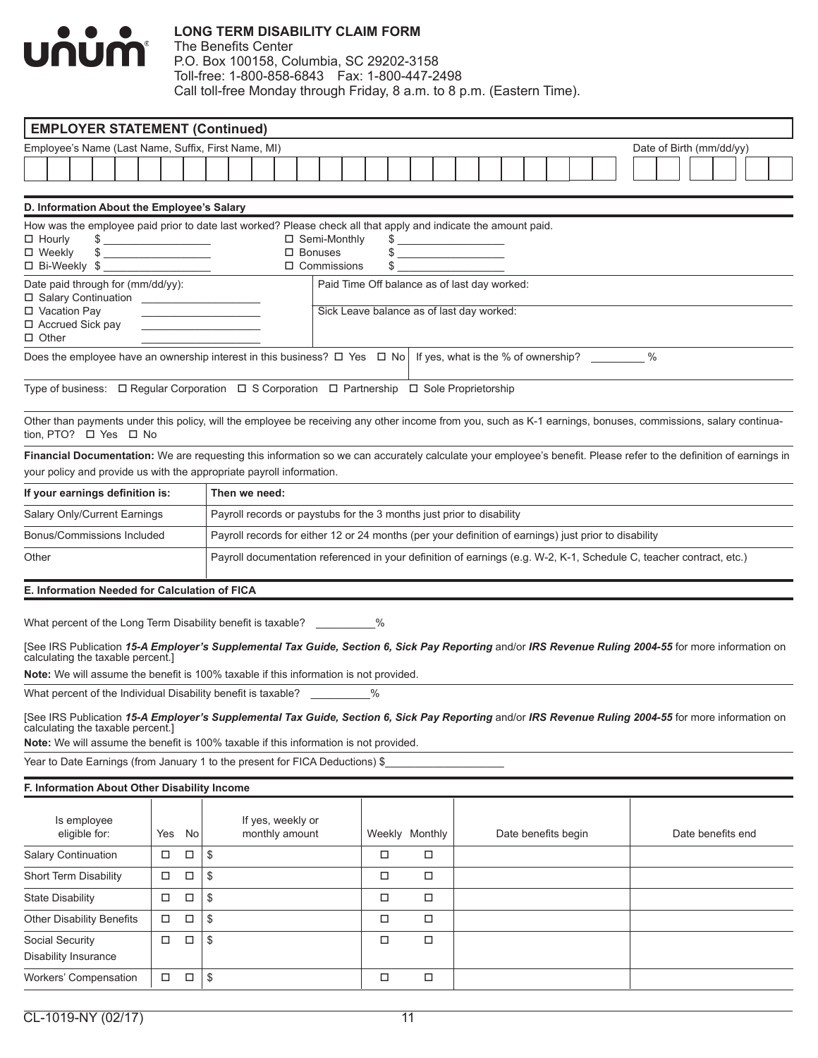unum®

**LONG TERM DISABILITY CLAIM FORM**
The Benefits Center
P.O. Box 100158, Columbia, SC 29202-3158
Toll-free: 1-800-858-6843 Fax: 1-800-447-2498
Call toll-free Monday through Friday, 8 a.m. to 8 p.m. (Eastern Time).

## EMPLOYER STATEMENT (Continued)

Employee's Name (Last Name, Suffix, First Name, MI) ______________________ Date of Birth (mm/dd/yy) __________

### D. Information About the Employee's Salary

How was the employee paid prior to date last worked? Please check all that apply and indicate the amount paid.

☐ Hourly $ __________ ☐ Semi-Monthly $ __________
☐ Weekly $ __________ ☐ Bonuses $ __________
☐ Bi-Weekly $ __________ ☐ Commissions $ __________

Date paid through for (mm/dd/yy):
☐ Salary Continuation __________
☐ Vacation Pay __________
☐ Accrued Sick pay __________
☐ Other __________

Paid Time Off balance as of last day worked:

Sick Leave balance as of last day worked:

Does the employee have an ownership interest in this business? ☐ Yes ☐ No If yes, what is the % of ownership? ________ %

Type of business: ☐ Regular Corporation ☐ S Corporation ☐ Partnership ☐ Sole Proprietorship

Other than payments under this policy, will the employee be receiving any other income from you, such as K-1 earnings, bonuses, commissions, salary continuation, PTO? ☐ Yes ☐ No

**Financial Documentation:** We are requesting this information so we can accurately calculate your employee's benefit. Please refer to the definition of earnings in your policy and provide us with the appropriate payroll information.

| If your earnings definition is: | Then we need: |
|---|---|
| Salary Only/Current Earnings | Payroll records or paystubs for the 3 months just prior to disability |
| Bonus/Commissions Included | Payroll records for either 12 or 24 months (per your definition of earnings) just prior to disability |
| Other | Payroll documentation referenced in your definition of earnings (e.g. W-2, K-1, Schedule C, teacher contract, etc.) |

### E. Information Needed for Calculation of FICA

What percent of the Long Term Disability benefit is taxable? __________%

[See IRS Publication ***15-A Employer's Supplemental Tax Guide, Section 6, Sick Pay Reporting*** and/or ***IRS Revenue Ruling 2004-55*** for more information on calculating the taxable percent.]

**Note:** We will assume the benefit is 100% taxable if this information is not provided.

What percent of the Individual Disability benefit is taxable? __________%

[See IRS Publication ***15-A Employer's Supplemental Tax Guide, Section 6, Sick Pay Reporting*** and/or ***IRS Revenue Ruling 2004-55*** for more information on calculating the taxable percent.]

**Note:** We will assume the benefit is 100% taxable if this information is not provided.

Year to Date Earnings (from January 1 to the present for FICA Deductions) $__________________

### F. Information About Other Disability Income

| Is employee eligible for: | Yes | No | If yes, weekly or monthly amount | Weekly | Monthly | Date benefits begin | Date benefits end |
|---|---|---|---|---|---|---|---|
| Salary Continuation | ☐ | ☐ | $ | ☐ | ☐ | | |
| Short Term Disability | ☐ | ☐ | $ | ☐ | ☐ | | |
| State Disability | ☐ | ☐ | $ | ☐ | ☐ | | |
| Other Disability Benefits | ☐ | ☐ | $ | ☐ | ☐ | | |
| Social Security Disability Insurance | ☐ | ☐ | $ | ☐ | ☐ | | |
| Workers' Compensation | ☐ | ☐ | $ | ☐ | ☐ | | |

CL-1019-NY (02/17)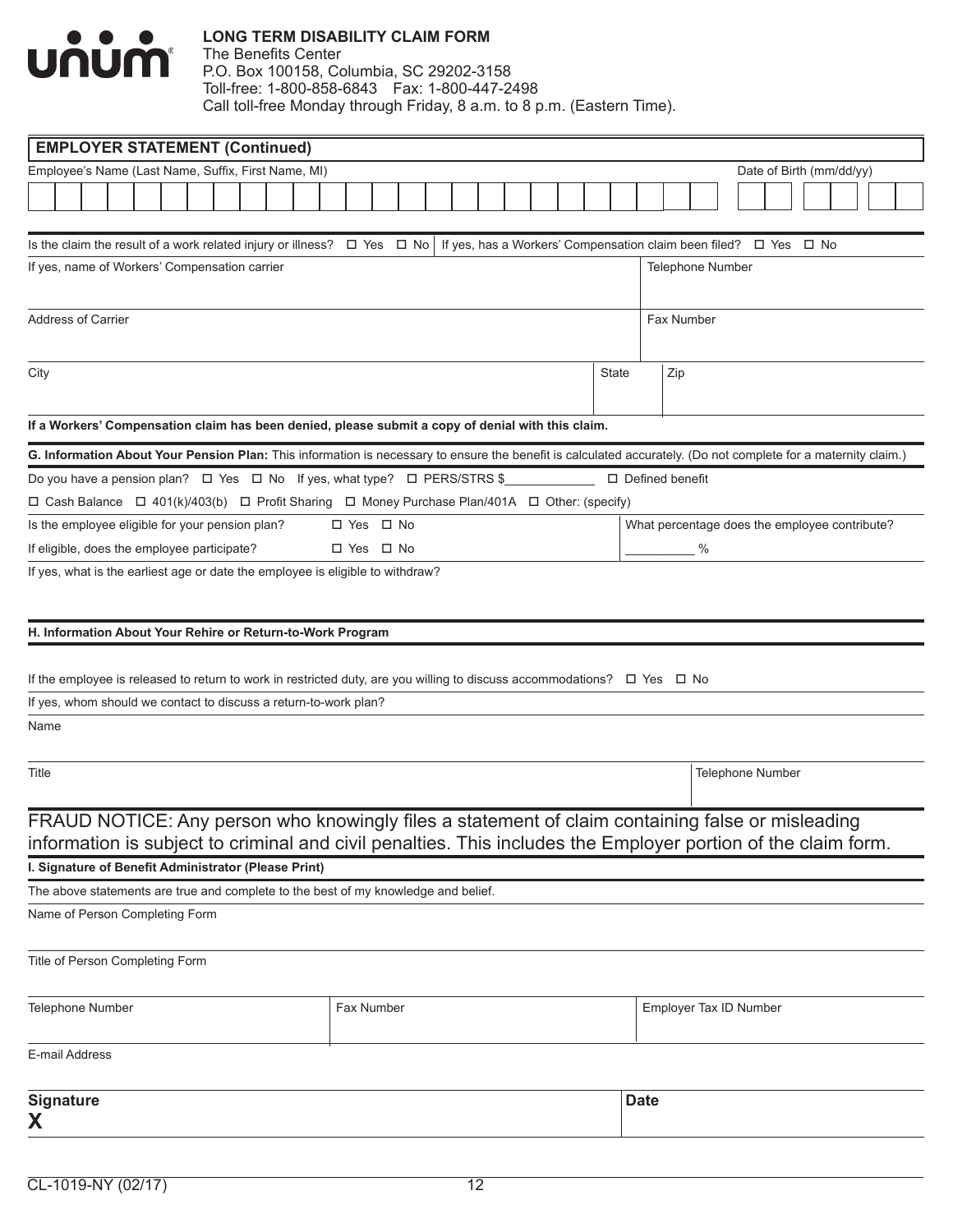**unum**

**LONG TERM DISABILITY CLAIM FORM**
The Benefits Center
P.O. Box 100158, Columbia, SC 29202-3158
Toll-free: 1-800-858-6843 Fax: 1-800-447-2498
Call toll-free Monday through Friday, 8 a.m. to 8 p.m. (Eastern Time).

## EMPLOYER STATEMENT (Continued)

| Employee's Name (Last Name, Suffix, First Name, MI) | Date of Birth (mm/dd/yy) |
|---|---|
| | |

Is the claim the result of a work related injury or illness? ☐ Yes ☐ No | If yes, has a Workers' Compensation claim been filed? ☐ Yes ☐ No

| If yes, name of Workers' Compensation carrier | | Telephone Number |
|---|---|---|
| Address of Carrier | | Fax Number |
| City | State | Zip |

**If a Workers' Compensation claim has been denied, please submit a copy of denial with this claim.**

**G. Information About Your Pension Plan:** This information is necessary to ensure the benefit is calculated accurately. (Do not complete for a maternity claim.)

Do you have a pension plan? ☐ Yes ☐ No If yes, what type? ☐ PERS/STRS $____________ ☐ Defined benefit

☐ Cash Balance ☐ 401(k)/403(b) ☐ Profit Sharing ☐ Money Purchase Plan/401A ☐ Other: (specify)

| | |
|---|---|
| Is the employee eligible for your pension plan? ☐ Yes ☐ No | What percentage does the employee contribute? |
| If eligible, does the employee participate? ☐ Yes ☐ No | _________ % |

If yes, what is the earliest age or date the employee is eligible to withdraw?

**H. Information About Your Rehire or Return-to-Work Program**

If the employee is released to return to work in restricted duty, are you willing to discuss accommodations? ☐ Yes ☐ No

If yes, whom should we contact to discuss a return-to-work plan?

Name

| Title | Telephone Number |
|---|---|
| | |

FRAUD NOTICE: Any person who knowingly files a statement of claim containing false or misleading information is subject to criminal and civil penalties. This includes the Employer portion of the claim form.

**I. Signature of Benefit Administrator (Please Print)**

The above statements are true and complete to the best of my knowledge and belief.

Name of Person Completing Form

Title of Person Completing Form

| Telephone Number | Fax Number | Employer Tax ID Number |
|---|---|---|
| | | |

E-mail Address

| **Signature** | **Date** |
|---|---|
| **X** | |

CL-1019-NY (02/17)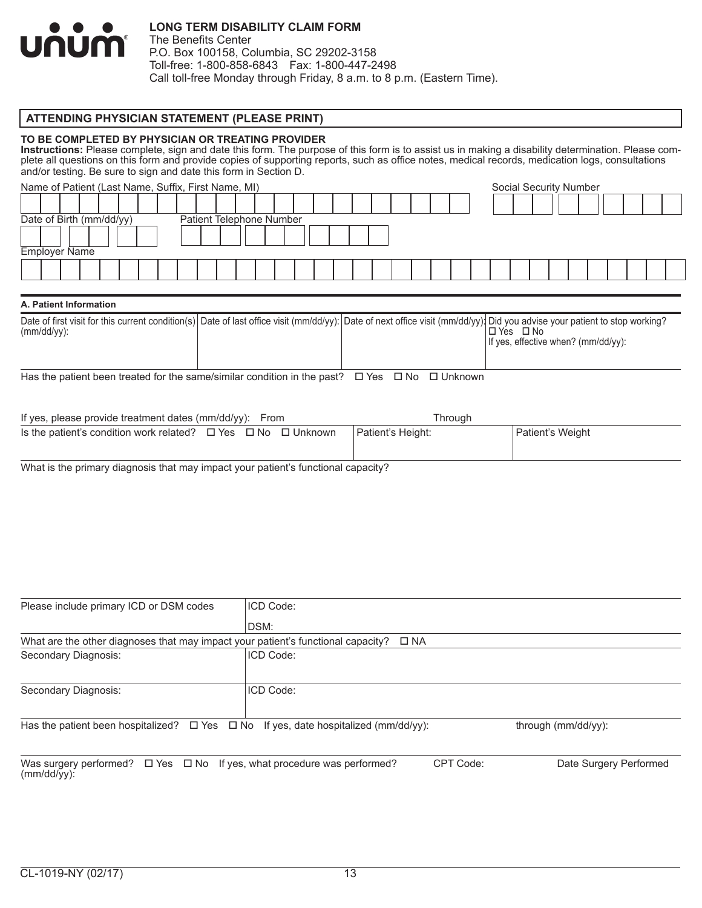**LONG TERM DISABILITY CLAIM FORM**
The Benefits Center
P.O. Box 100158, Columbia, SC 29202-3158
Toll-free: 1-800-858-6843 Fax: 1-800-447-2498
Call toll-free Monday through Friday, 8 a.m. to 8 p.m. (Eastern Time).

## ATTENDING PHYSICIAN STATEMENT (PLEASE PRINT)

**TO BE COMPLETED BY PHYSICIAN OR TREATING PROVIDER**

**Instructions:** Please complete, sign and date this form. The purpose of this form is to assist us in making a disability determination. Please complete all questions on this form and provide copies of supporting reports, such as office notes, medical records, medication logs, consultations and/or testing. Be sure to sign and date this form in Section D.

Name of Patient (Last Name, Suffix, First Name, MI)

Social Security Number

Date of Birth (mm/dd/yy)

Patient Telephone Number

Employer Name

### A. Patient Information

| Date of first visit for this current condition(s) (mm/dd/yy): | Date of last office visit (mm/dd/yy): | Date of next office visit (mm/dd/yy): | Did you advise your patient to stop working? ☐ Yes ☐ No If yes, effective when? (mm/dd/yy): |
|---|---|---|---|
| | | | |

Has the patient been treated for the same/similar condition in the past? ☐ Yes ☐ No ☐ Unknown

If yes, please provide treatment dates (mm/dd/yy): From Through

| Is the patient's condition work related? ☐ Yes ☐ No ☐ Unknown | Patient's Height: | Patient's Weight |
|---|---|---|

What is the primary diagnosis that may impact your patient's functional capacity?

| Please include primary ICD or DSM codes | ICD Code: |
|---|---|
| | DSM: |

What are the other diagnoses that may impact your patient's functional capacity? ☐ NA

| Secondary Diagnosis: | ICD Code: |
|---|---|
| Secondary Diagnosis: | ICD Code: |

Has the patient been hospitalized? ☐ Yes ☐ No If yes, date hospitalized (mm/dd/yy): through (mm/dd/yy):

Was surgery performed? ☐ Yes ☐ No If yes, what procedure was performed? CPT Code: Date Surgery Performed (mm/dd/yy):

CL-1019-NY (02/17)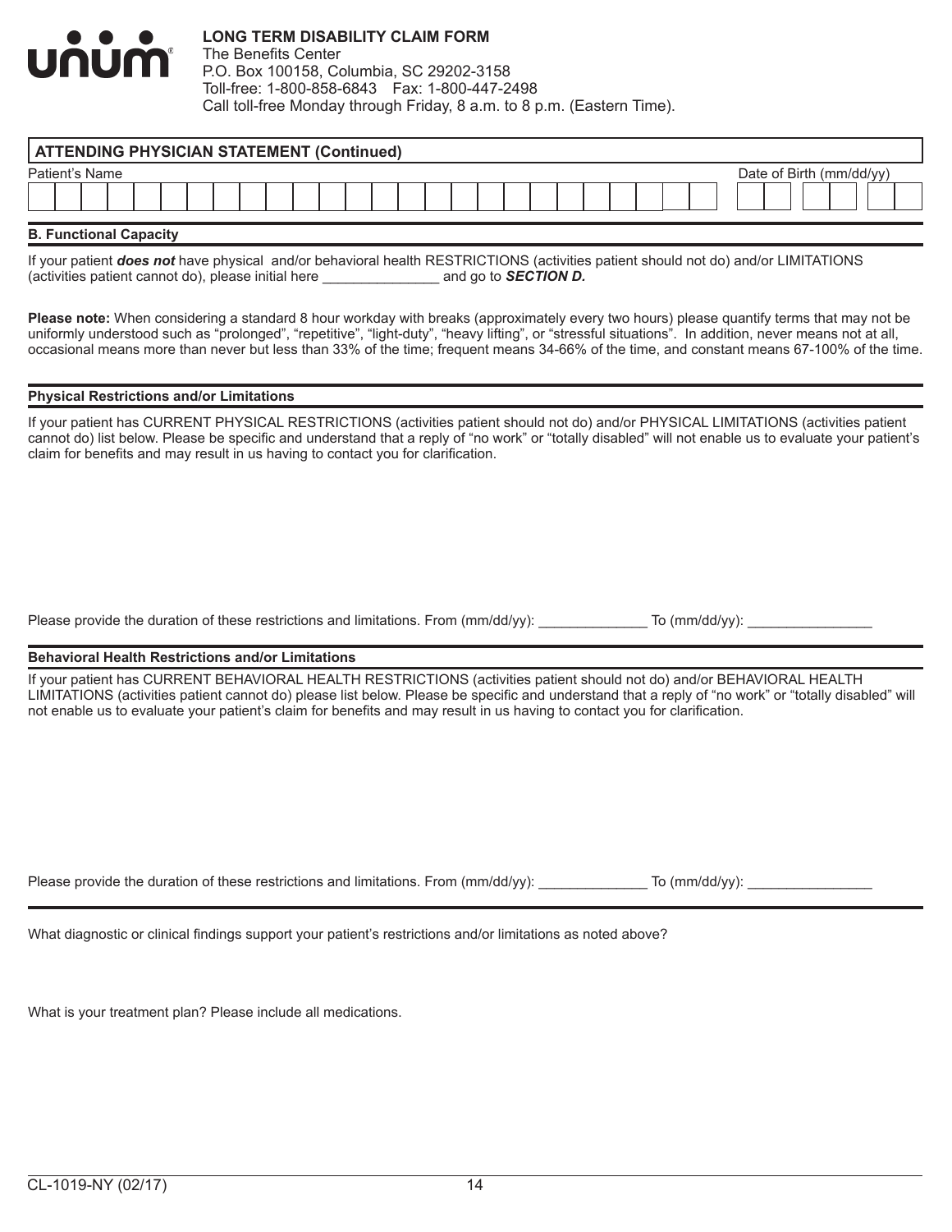**LONG TERM DISABILITY CLAIM FORM**
The Benefits Center
P.O. Box 100158, Columbia, SC 29202-3158
Toll-free: 1-800-858-6843 Fax: 1-800-447-2498
Call toll-free Monday through Friday, 8 a.m. to 8 p.m. (Eastern Time).

## ATTENDING PHYSICIAN STATEMENT (Continued)

Patient's Name

Date of Birth (mm/dd/yy)

### B. Functional Capacity

If your patient ***does not*** have physical and/or behavioral health RESTRICTIONS (activities patient should not do) and/or LIMITATIONS (activities patient cannot do), please initial here _______________ and go to ***SECTION D.***

**Please note:** When considering a standard 8 hour workday with breaks (approximately every two hours) please quantify terms that may not be uniformly understood such as "prolonged", "repetitive", "light-duty", "heavy lifting", or "stressful situations". In addition, never means not at all, occasional means more than never but less than 33% of the time; frequent means 34-66% of the time, and constant means 67-100% of the time.

### Physical Restrictions and/or Limitations

If your patient has CURRENT PHYSICAL RESTRICTIONS (activities patient should not do) and/or PHYSICAL LIMITATIONS (activities patient cannot do) list below. Please be specific and understand that a reply of "no work" or "totally disabled" will not enable us to evaluate your patient's claim for benefits and may result in us having to contact you for clarification.

Please provide the duration of these restrictions and limitations. From (mm/dd/yy): ______________ To (mm/dd/yy): ________________

### Behavioral Health Restrictions and/or Limitations

If your patient has CURRENT BEHAVIORAL HEALTH RESTRICTIONS (activities patient should not do) and/or BEHAVIORAL HEALTH LIMITATIONS (activities patient cannot do) please list below. Please be specific and understand that a reply of "no work" or "totally disabled" will not enable us to evaluate your patient's claim for benefits and may result in us having to contact you for clarification.

Please provide the duration of these restrictions and limitations. From (mm/dd/yy): ______________ To (mm/dd/yy): ________________

What diagnostic or clinical findings support your patient's restrictions and/or limitations as noted above?

What is your treatment plan? Please include all medications.

CL-1019-NY (02/17)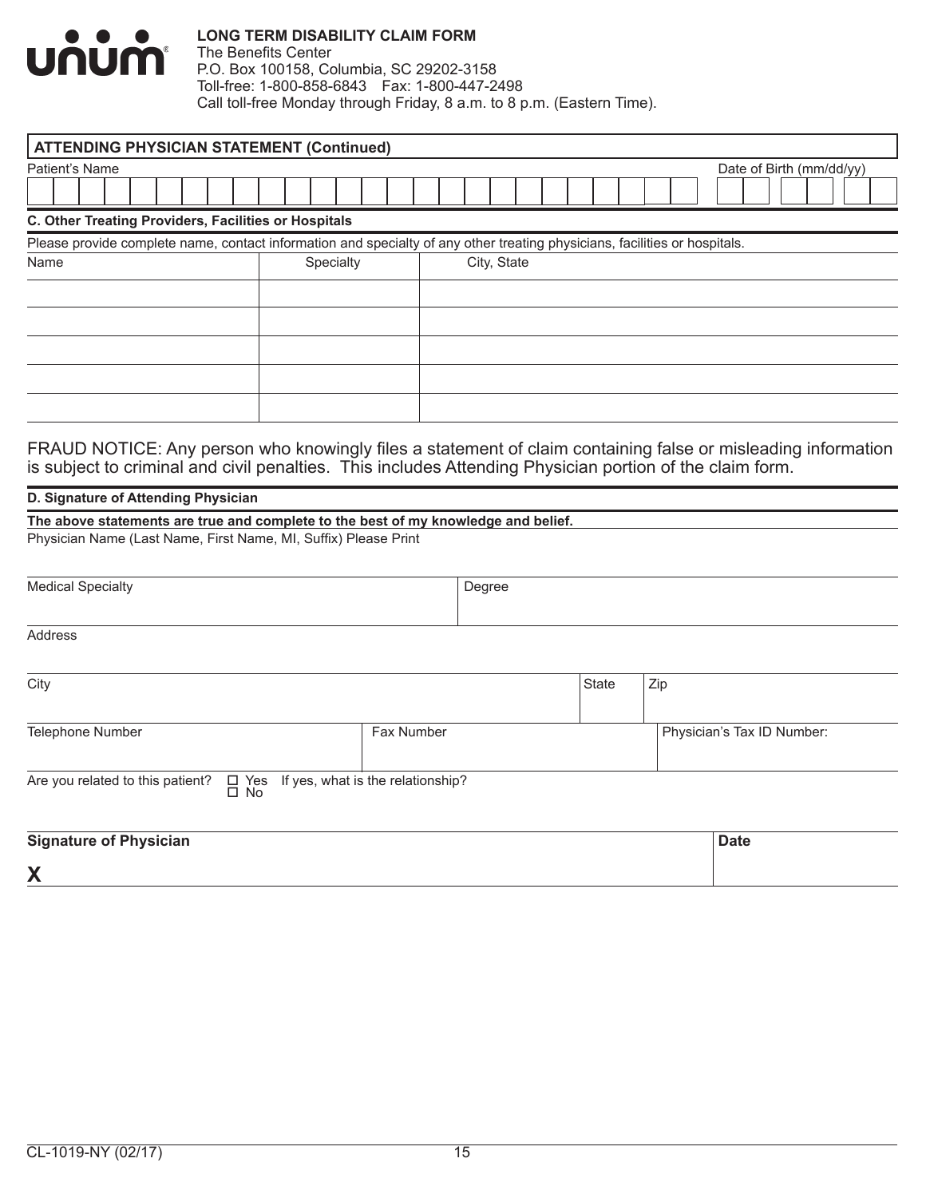**unum**

**LONG TERM DISABILITY CLAIM FORM**
The Benefits Center
P.O. Box 100158, Columbia, SC 29202-3158
Toll-free: 1-800-858-6843 Fax: 1-800-447-2498
Call toll-free Monday through Friday, 8 a.m. to 8 p.m. (Eastern Time).

## ATTENDING PHYSICIAN STATEMENT (Continued)

Patient's Name

Date of Birth (mm/dd/yy)

### C. Other Treating Providers, Facilities or Hospitals

Please provide complete name, contact information and specialty of any other treating physicians, facilities or hospitals.

| Name | Specialty | City, State |
|---|---|---|
| | | |
| | | |
| | | |
| | | |
| | | |

FRAUD NOTICE: Any person who knowingly files a statement of claim containing false or misleading information is subject to criminal and civil penalties. This includes Attending Physician portion of the claim form.

### D. Signature of Attending Physician

**The above statements are true and complete to the best of my knowledge and belief.**

Physician Name (Last Name, First Name, MI, Suffix) Please Print

| Medical Specialty | Degree |
|---|---|
| | |

Address

| City | State | Zip |
|---|---|---|
| | | |

| Telephone Number | Fax Number | Physician's Tax ID Number: |
|---|---|---|
| | | |

Are you related to this patient? ☐ Yes ☐ No If yes, what is the relationship?

| **Signature of Physician** | **Date** |
|---|---|
| **X** | |

CL-1019-NY (02/17)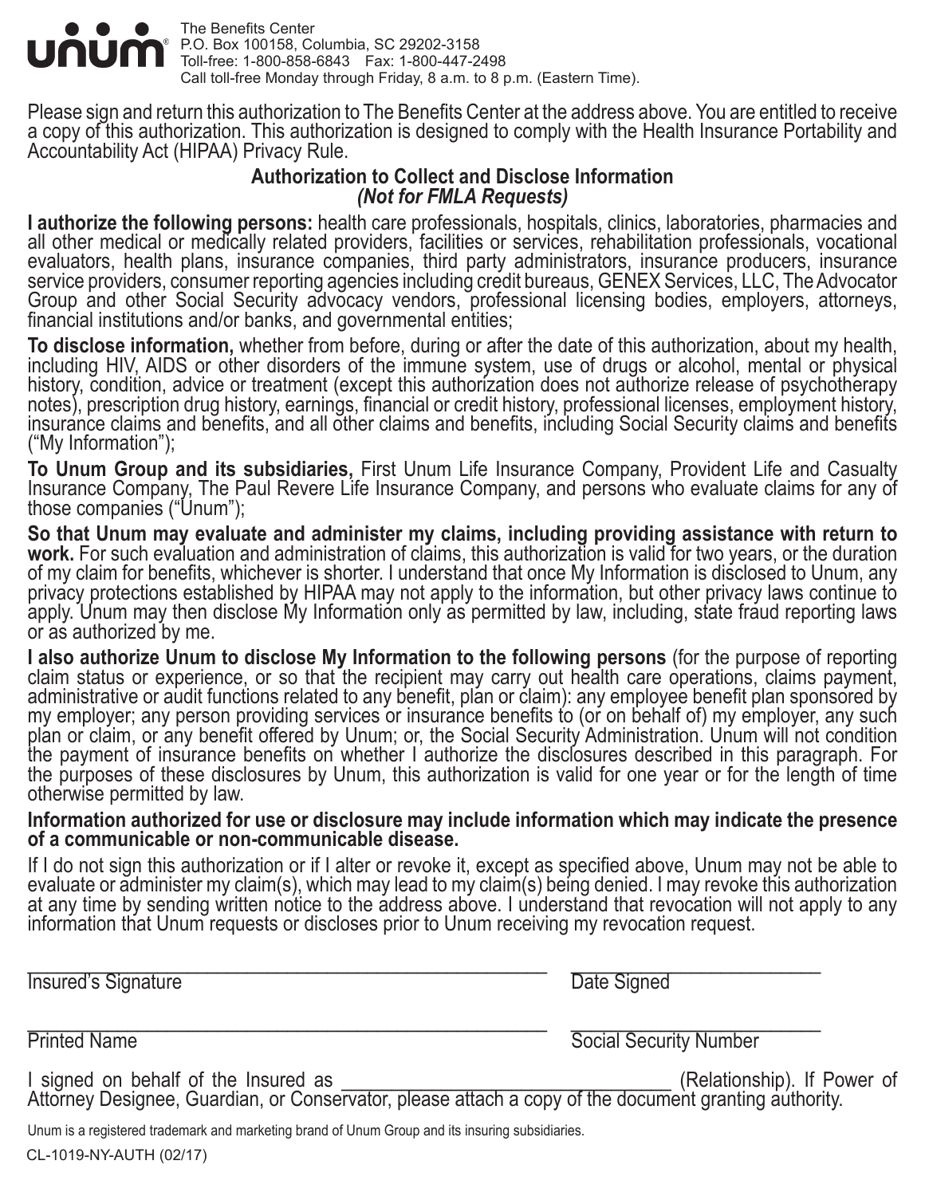unum®

The Benefits Center
P.O. Box 100158, Columbia, SC 29202-3158
Toll-free: 1-800-858-6843 Fax: 1-800-447-2498
Call toll-free Monday through Friday, 8 a.m. to 8 p.m. (Eastern Time).

Please sign and return this authorization to The Benefits Center at the address above. You are entitled to receive a copy of this authorization. This authorization is designed to comply with the Health Insurance Portability and Accountability Act (HIPAA) Privacy Rule.

## Authorization to Collect and Disclose Information
### *(Not for FMLA Requests)*

**I authorize the following persons:** health care professionals, hospitals, clinics, laboratories, pharmacies and all other medical or medically related providers, facilities or services, rehabilitation professionals, vocational evaluators, health plans, insurance companies, third party administrators, insurance producers, insurance service providers, consumer reporting agencies including credit bureaus, GENEX Services, LLC, The Advocator Group and other Social Security advocacy vendors, professional licensing bodies, employers, attorneys, financial institutions and/or banks, and governmental entities;

**To disclose information,** whether from before, during or after the date of this authorization, about my health, including HIV, AIDS or other disorders of the immune system, use of drugs or alcohol, mental or physical history, condition, advice or treatment (except this authorization does not authorize release of psychotherapy notes), prescription drug history, earnings, financial or credit history, professional licenses, employment history, insurance claims and benefits, and all other claims and benefits, including Social Security claims and benefits ("My Information");

**To Unum Group and its subsidiaries,** First Unum Life Insurance Company, Provident Life and Casualty Insurance Company, The Paul Revere Life Insurance Company, and persons who evaluate claims for any of those companies ("Unum");

**So that Unum may evaluate and administer my claims, including providing assistance with return to work.** For such evaluation and administration of claims, this authorization is valid for two years, or the duration of my claim for benefits, whichever is shorter. I understand that once My Information is disclosed to Unum, any privacy protections established by HIPAA may not apply to the information, but other privacy laws continue to apply. Unum may then disclose My Information only as permitted by law, including, state fraud reporting laws or as authorized by me.

**I also authorize Unum to disclose My Information to the following persons** (for the purpose of reporting claim status or experience, or so that the recipient may carry out health care operations, claims payment, administrative or audit functions related to any benefit, plan or claim): any employee benefit plan sponsored by my employer; any person providing services or insurance benefits to (or on behalf of) my employer, any such plan or claim, or any benefit offered by Unum; or, the Social Security Administration. Unum will not condition the payment of insurance benefits on whether I authorize the disclosures described in this paragraph. For the purposes of these disclosures by Unum, this authorization is valid for one year or for the length of time otherwise permitted by law.

**Information authorized for use or disclosure may include information which may indicate the presence of a communicable or non-communicable disease.**

If I do not sign this authorization or if I alter or revoke it, except as specified above, Unum may not be able to evaluate or administer my claim(s), which may lead to my claim(s) being denied. I may revoke this authorization at any time by sending written notice to the address above. I understand that revocation will not apply to any information that Unum requests or discloses prior to Unum receiving my revocation request.

_______________________________________ Insured's Signature

_______________________ Date Signed

_______________________________________ Printed Name

_______________________ Social Security Number

I signed on behalf of the Insured as ______________________________ (Relationship). If Power of Attorney Designee, Guardian, or Conservator, please attach a copy of the document granting authority.

Unum is a registered trademark and marketing brand of Unum Group and its insuring subsidiaries.

CL-1019-NY-AUTH (02/17)